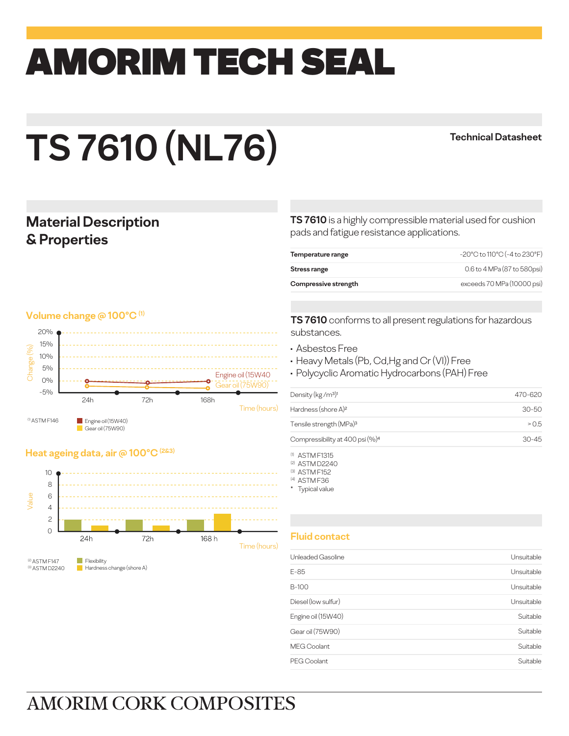# AMORIM TECH SEAL

# TS 7610 (NL76)

**Technical Datasheet**

## Material Description & Properties

**TS 7610** is a highly compressible material used for cushion pads and fatigue resistance applications.

| | |
|---|---|
| **Temperature range** | -20°C to 110°C (-4 to 230°F) |
| **Stress range** | 0.6 to 4 MPa (87 to 580psi) |
| **Compressive strength** | exceeds 70 MPa (10000 psi) |

### Volume change @ 100°C (1)

Change (%): 20%, 15%, 10%, 5%, 0%, -5%

Time (hours): 24h, 72h, 168h

Engine oil (15W40)
Gear oil (75W90)

(1) ASTM F146

### Heat ageing data, air @ 100°C (2&3)

Value: 10, 8, 6, 4, 2, 0

Time (hours): 24h, 72h, 168 h

Flexibility
Hardness change (shore A)

(2) ASTM F147
(3) ASTM D2240

**TS 7610** conforms to all present regulations for hazardous substances.

- Asbestos Free
- Heavy Metals (Pb, Cd,Hg and Cr (VI)) Free
- Polycyclic Aromatic Hydrocarbons (PAH) Free

| | |
|---|---|
| Density (kg /m³)[1] | 470-620 |
| Hardness (shore A)[2] | 30-50 |
| Tensile strength (MPa)[3] | > 0.5 |
| Compressibility at 400 psi (%)[4] | 30-45 |

(1) ASTM F1315
(2) ASTM D2240
(3) ASTM F152
(4) ASTM F36
* Typical value

## Fluid contact

| | |
|---|---|
| Unleaded Gasoline | Unsuitable |
| E-85 | Unsuitable |
| B-100 | Unsuitable |
| Diesel (low sulfur) | Unsuitable |
| Engine oil (15W40) | Suitable |
| Gear oil (75W90) | Suitable |
| MEG Coolant | Suitable |
| PEG Coolant | Suitable |

AMORIM CORK COMPOSITES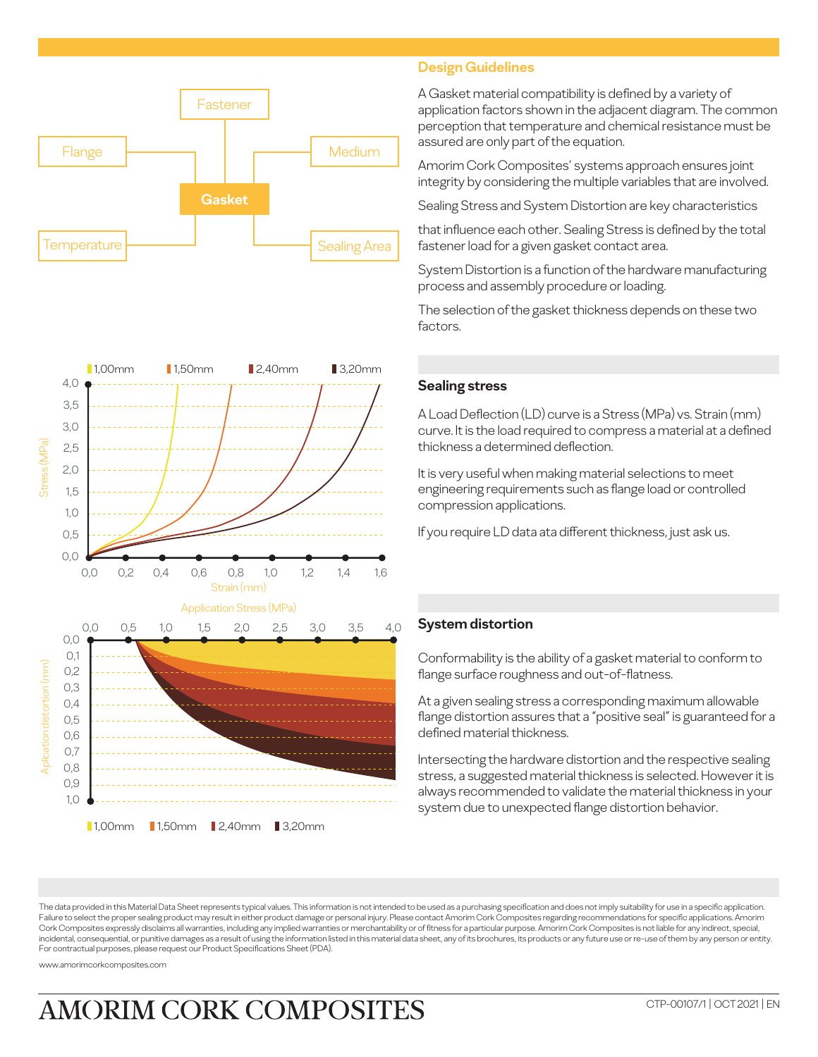Fastener

Flange

Medium

Gasket

Temperature

Sealing Area

## Design Guidelines

A Gasket material compatibility is defined by a variety of application factors shown in the adjacent diagram. The common perception that temperature and chemical resistance must be assured are only part of the equation.

Amorim Cork Composites' systems approach ensures joint integrity by considering the multiple variables that are involved.

Sealing Stress and System Distortion are key characteristics

that influence each other. Sealing Stress is defined by the total fastener load for a given gasket contact area.

System Distortion is a function of the hardware manufacturing process and assembly procedure or loading.

The selection of the gasket thickness depends on these two factors.

1,00mm 1,50mm 2,40mm 3,20mm

Stress (MPa)

4,0 3,5 3,0 2,5 2,0 1,5 1,0 0,5 0,0

0,0 0,2 0,4 0,6 0,8 1,0 1,2 1,4 1,6

Strain (mm)

## Sealing stress

A Load Deflection (LD) curve is a Stress (MPa) vs. Strain (mm) curve. It is the load required to compress a material at a defined thickness a determined deflection.

It is very useful when making material selections to meet engineering requirements such as flange load or controlled compression applications.

If you require LD data ata different thickness, just ask us.

Application Stress (MPa)

0,0 0,5 1,0 1,5 2,0 2,5 3,0 3,5 4,0

Aplication distortion (mm)

0,0 0,1 0,2 0,3 0,4 0,5 0,6 0,7 0,8 0,9 1,0

1,00mm 1,50mm 2,40mm 3,20mm

## System distortion

Conformability is the ability of a gasket material to conform to flange surface roughness and out-of-flatness.

At a given sealing stress a corresponding maximum allowable flange distortion assures that a "positive seal" is guaranteed for a defined material thickness.

Intersecting the hardware distortion and the respective sealing stress, a suggested material thickness is selected. However it is always recommended to validate the material thickness in your system due to unexpected flange distortion behavior.

The data provided in this Material Data Sheet represents typical values. This information is not intended to be used as a purchasing specification and does not imply suitability for use in a specific application. Failure to select the proper sealing product may result in either product damage or personal injury. Please contact Amorim Cork Composites regarding recommendations for specific applications. Amorim Cork Composites expressly disclaims all warranties, including any implied warranties or merchantability or of fitness for a particular purpose. Amorim Cork Composites is not liable for any indirect, special, incidental, consequential, or punitive damages as a result of using the information listed in this material data sheet, any of its brochures, its products or any future use or re-use of them by any person or entity. For contractual purposes, please request our Product Specifications Sheet (PDA).

www.amorimcorkcomposites.com

AMORIM CORK COMPOSITES

CTP-00107/1 | OCT 2021 | EN